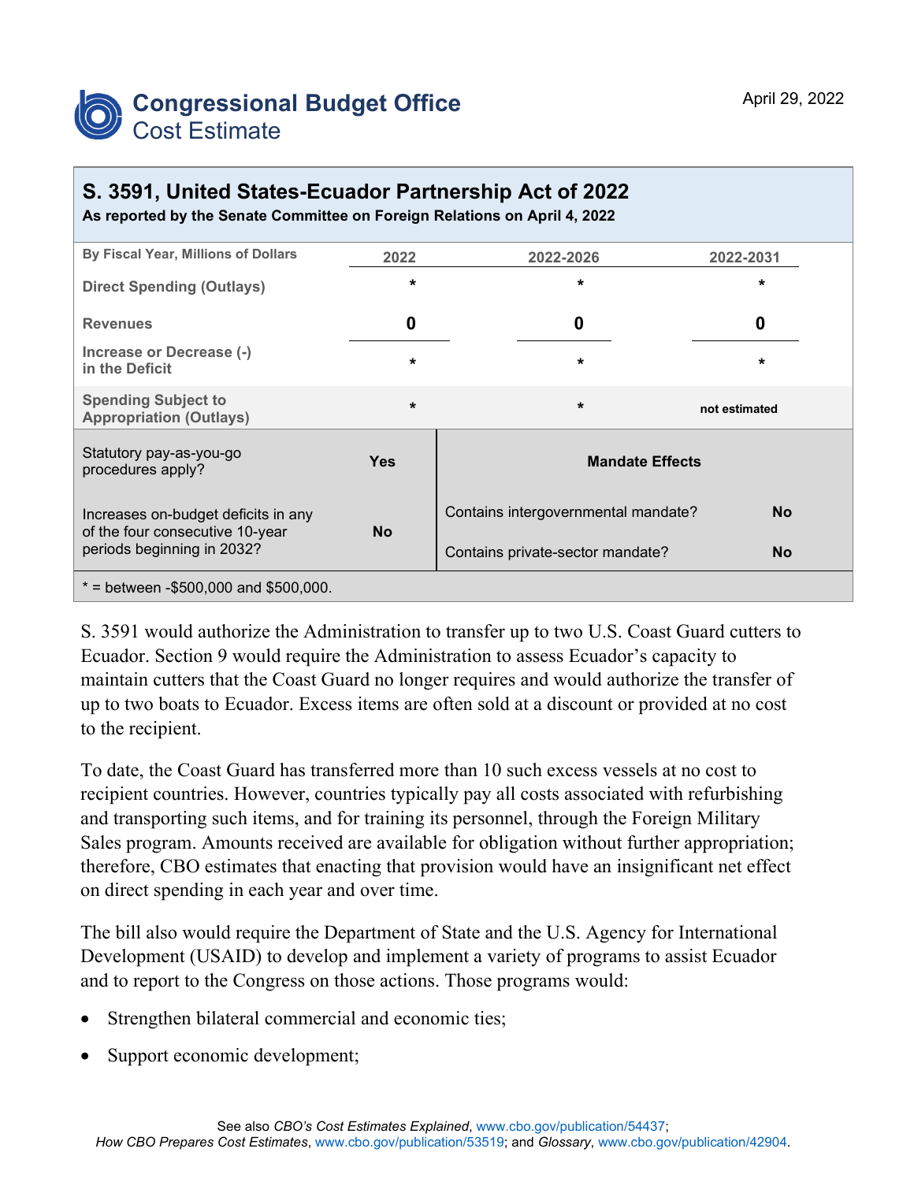# Congressional Budget Office
## Cost Estimate

April 29, 2022

## S. 3591, United States-Ecuador Partnership Act of 2022

**As reported by the Senate Committee on Foreign Relations on April 4, 2022**

| By Fiscal Year, Millions of Dollars | 2022 | 2022-2026 | 2022-2031 |
|---|---|---|---|
| Direct Spending (Outlays) | * | * | * |
| Revenues | 0 | 0 | 0 |
| Increase or Decrease (-) in the Deficit | * | * | * |
| Spending Subject to Appropriation (Outlays) | * | * | not estimated |

| | | Mandate Effects | |
|---|---|---|---|
| Statutory pay-as-you-go procedures apply? | Yes | Contains intergovernmental mandate? | No |
| Increases on-budget deficits in any of the four consecutive 10-year periods beginning in 2032? | No | Contains private-sector mandate? | No |

* = between -$500,000 and $500,000.

S. 3591 would authorize the Administration to transfer up to two U.S. Coast Guard cutters to Ecuador. Section 9 would require the Administration to assess Ecuador's capacity to maintain cutters that the Coast Guard no longer requires and would authorize the transfer of up to two boats to Ecuador. Excess items are often sold at a discount or provided at no cost to the recipient.

To date, the Coast Guard has transferred more than 10 such excess vessels at no cost to recipient countries. However, countries typically pay all costs associated with refurbishing and transporting such items, and for training its personnel, through the Foreign Military Sales program. Amounts received are available for obligation without further appropriation; therefore, CBO estimates that enacting that provision would have an insignificant net effect on direct spending in each year and over time.

The bill also would require the Department of State and the U.S. Agency for International Development (USAID) to develop and implement a variety of programs to assist Ecuador and to report to the Congress on those actions. Those programs would:

- Strengthen bilateral commercial and economic ties;
- Support economic development;

See also *CBO's Cost Estimates Explained*, www.cbo.gov/publication/54437; *How CBO Prepares Cost Estimates*, www.cbo.gov/publication/53519; and *Glossary*, www.cbo.gov/publication/42904.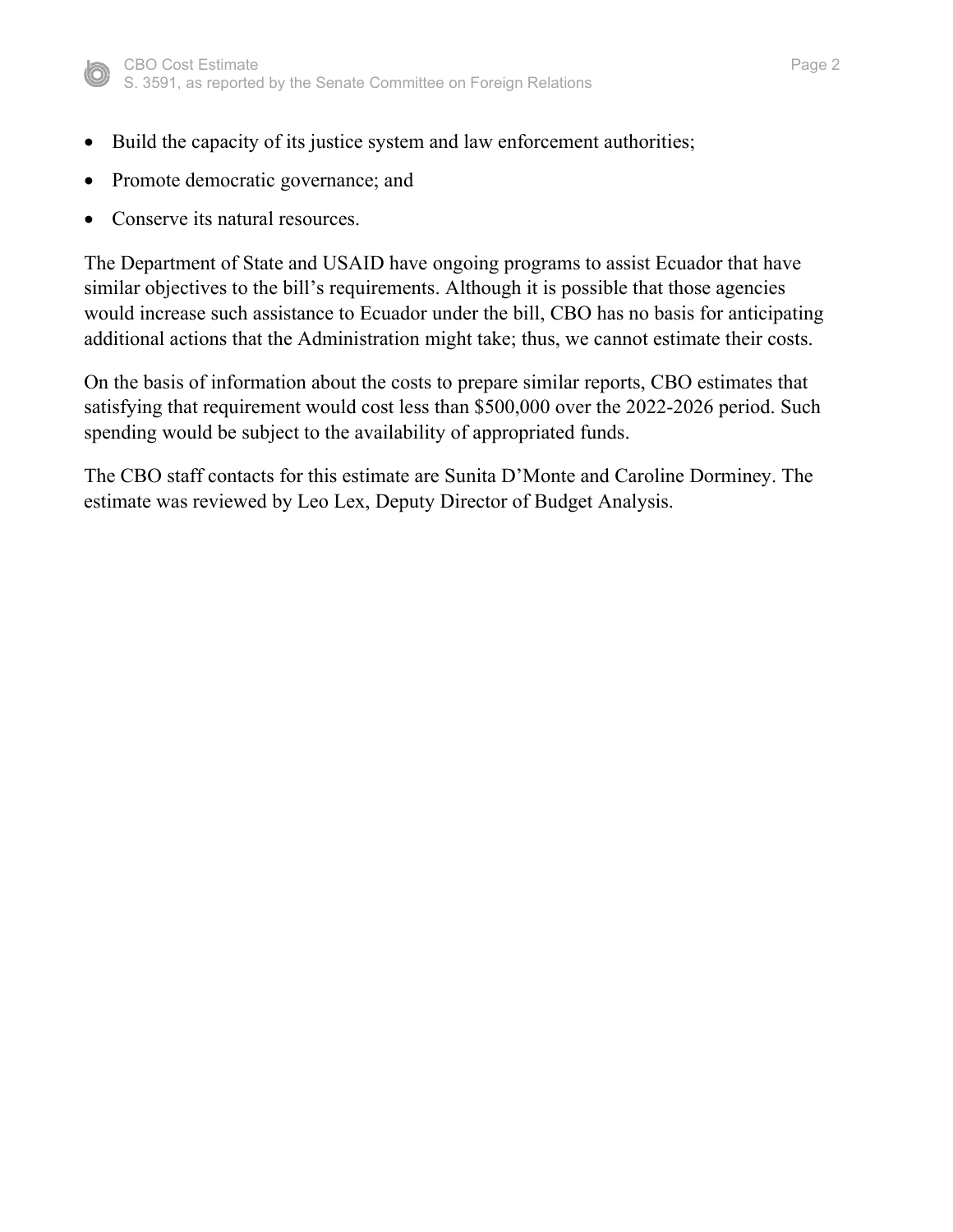- Build the capacity of its justice system and law enforcement authorities;
- Promote democratic governance; and
- Conserve its natural resources.

The Department of State and USAID have ongoing programs to assist Ecuador that have similar objectives to the bill's requirements. Although it is possible that those agencies would increase such assistance to Ecuador under the bill, CBO has no basis for anticipating additional actions that the Administration might take; thus, we cannot estimate their costs.

On the basis of information about the costs to prepare similar reports, CBO estimates that satisfying that requirement would cost less than $500,000 over the 2022-2026 period. Such spending would be subject to the availability of appropriated funds.

The CBO staff contacts for this estimate are Sunita D'Monte and Caroline Dorminey. The estimate was reviewed by Leo Lex, Deputy Director of Budget Analysis.